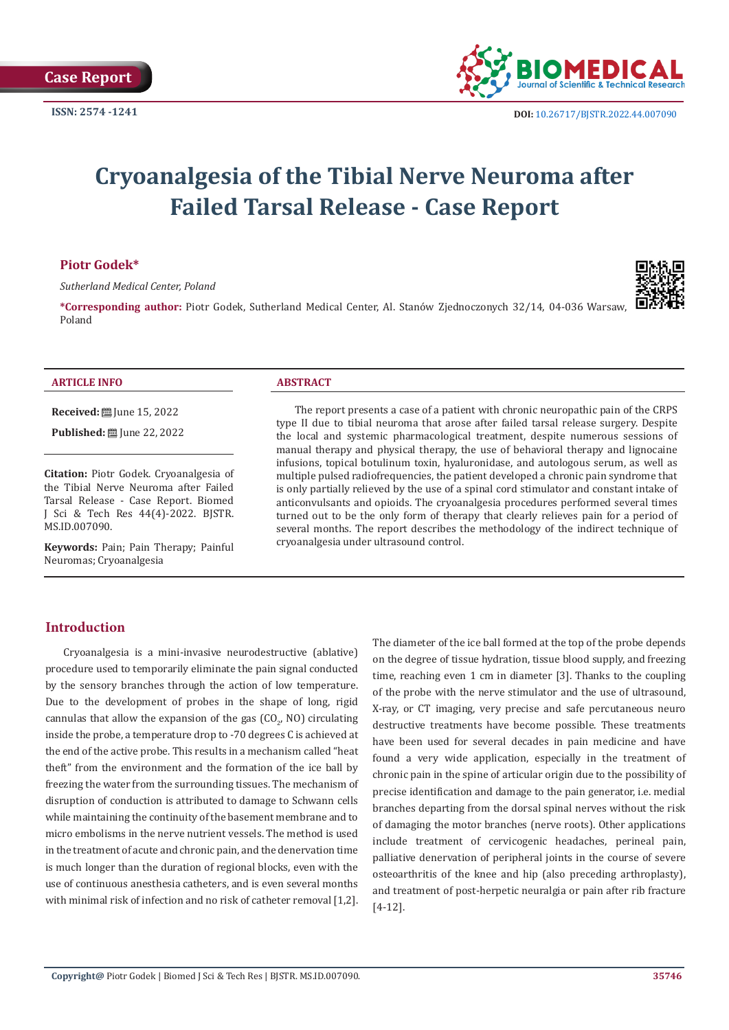Case Report

ISSN: 2574 -1241

DOI: 10.26717/BJSTR.2022.44.007090

# Cryoanalgesia of the Tibial Nerve Neuroma after Failed Tarsal Release - Case Report

**Piotr Godek***

*Sutherland Medical Center, Poland*

**\*Corresponding author:** Piotr Godek, Sutherland Medical Center, Al. Stanów Zjednoczonych 32/14, 04-036 Warsaw, Poland

## ARTICLE INFO

**Received:** June 15, 2022

**Published:** June 22, 2022

**Citation:** Piotr Godek. Cryoanalgesia of the Tibial Nerve Neuroma after Failed Tarsal Release - Case Report. Biomed J Sci & Tech Res 44(4)-2022. BJSTR. MS.ID.007090.

**Keywords:** Pain; Pain Therapy; Painful Neuromas; Cryoanalgesia

## ABSTRACT

The report presents a case of a patient with chronic neuropathic pain of the CRPS type II due to tibial neuroma that arose after failed tarsal release surgery. Despite the local and systemic pharmacological treatment, despite numerous sessions of manual therapy and physical therapy, the use of behavioral therapy and lignocaine infusions, topical botulinum toxin, hyaluronidase, and autologous serum, as well as multiple pulsed radiofrequencies, the patient developed a chronic pain syndrome that is only partially relieved by the use of a spinal cord stimulator and constant intake of anticonvulsants and opioids. The cryoanalgesia procedures performed several times turned out to be the only form of therapy that clearly relieves pain for a period of several months. The report describes the methodology of the indirect technique of cryoanalgesia under ultrasound control.

## Introduction

Cryoanalgesia is a mini-invasive neurodestructive (ablative) procedure used to temporarily eliminate the pain signal conducted by the sensory branches through the action of low temperature. Due to the development of probes in the shape of long, rigid cannulas that allow the expansion of the gas ($CO_2$, NO) circulating inside the probe, a temperature drop to -70 degrees C is achieved at the end of the active probe. This results in a mechanism called "heat theft" from the environment and the formation of the ice ball by freezing the water from the surrounding tissues. The mechanism of disruption of conduction is attributed to damage to Schwann cells while maintaining the continuity of the basement membrane and to micro embolisms in the nerve nutrient vessels. The method is used in the treatment of acute and chronic pain, and the denervation time is much longer than the duration of regional blocks, even with the use of continuous anesthesia catheters, and is even several months with minimal risk of infection and no risk of catheter removal [1,2]. The diameter of the ice ball formed at the top of the probe depends on the degree of tissue hydration, tissue blood supply, and freezing time, reaching even 1 cm in diameter [3]. Thanks to the coupling of the probe with the nerve stimulator and the use of ultrasound, X-ray, or CT imaging, very precise and safe percutaneous neuro destructive treatments have become possible. These treatments have been used for several decades in pain medicine and have found a very wide application, especially in the treatment of chronic pain in the spine of articular origin due to the possibility of precise identification and damage to the pain generator, i.e. medial branches departing from the dorsal spinal nerves without the risk of damaging the motor branches (nerve roots). Other applications include treatment of cervicogenic headaches, perineal pain, palliative denervation of peripheral joints in the course of severe osteoarthritis of the knee and hip (also preceding arthroplasty), and treatment of post-herpetic neuralgia or pain after rib fracture [4-12].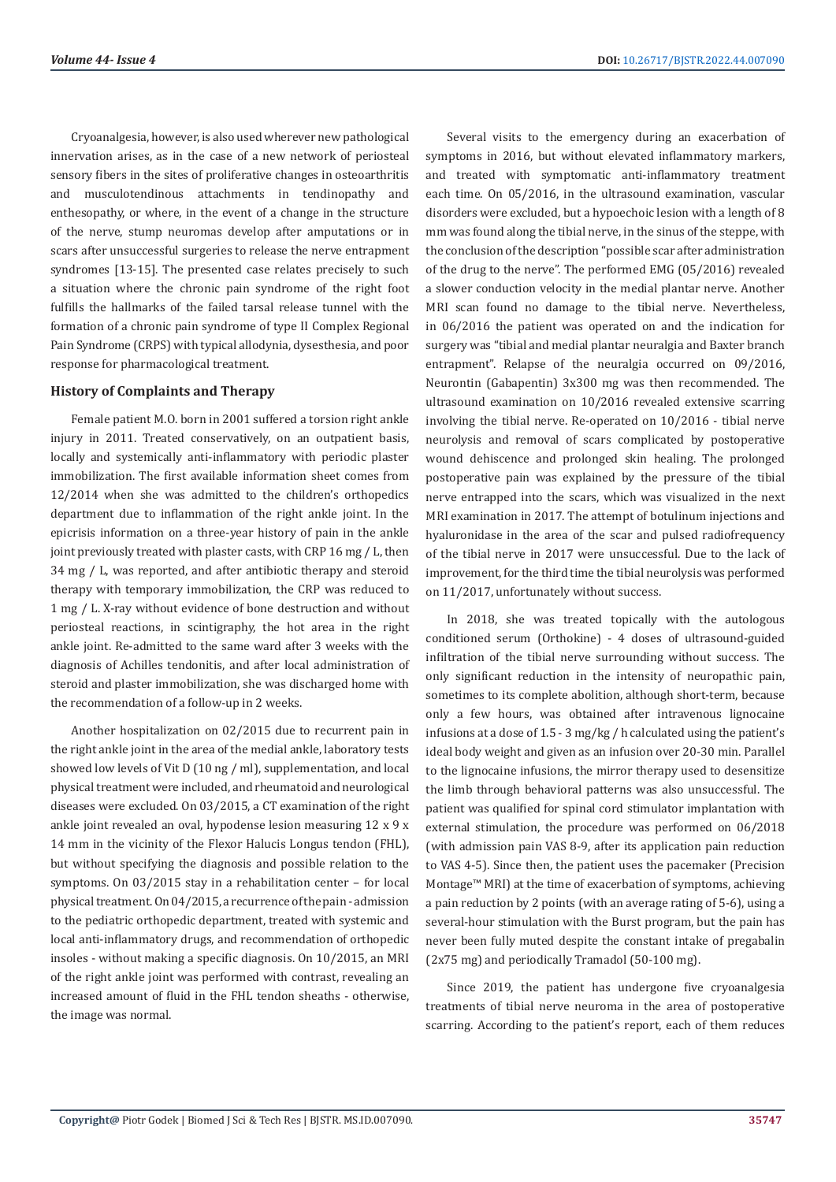Cryoanalgesia, however, is also used wherever new pathological innervation arises, as in the case of a new network of periosteal sensory fibers in the sites of proliferative changes in osteoarthritis and musculotendinous attachments in tendinopathy and enthesopathy, or where, in the event of a change in the structure of the nerve, stump neuromas develop after amputations or in scars after unsuccessful surgeries to release the nerve entrapment syndromes [13-15]. The presented case relates precisely to such a situation where the chronic pain syndrome of the right foot fulfills the hallmarks of the failed tarsal release tunnel with the formation of a chronic pain syndrome of type II Complex Regional Pain Syndrome (CRPS) with typical allodynia, dysesthesia, and poor response for pharmacological treatment.

## History of Complaints and Therapy

Female patient M.O. born in 2001 suffered a torsion right ankle injury in 2011. Treated conservatively, on an outpatient basis, locally and systemically anti-inflammatory with periodic plaster immobilization. The first available information sheet comes from 12/2014 when she was admitted to the children's orthopedics department due to inflammation of the right ankle joint. In the epicrisis information on a three-year history of pain in the ankle joint previously treated with plaster casts, with CRP 16 mg / L, then 34 mg / L, was reported, and after antibiotic therapy and steroid therapy with temporary immobilization, the CRP was reduced to 1 mg / L. X-ray without evidence of bone destruction and without periosteal reactions, in scintigraphy, the hot area in the right ankle joint. Re-admitted to the same ward after 3 weeks with the diagnosis of Achilles tendonitis, and after local administration of steroid and plaster immobilization, she was discharged home with the recommendation of a follow-up in 2 weeks.

Another hospitalization on 02/2015 due to recurrent pain in the right ankle joint in the area of the medial ankle, laboratory tests showed low levels of Vit D (10 ng / ml), supplementation, and local physical treatment were included, and rheumatoid and neurological diseases were excluded. On 03/2015, a CT examination of the right ankle joint revealed an oval, hypodense lesion measuring 12 x 9 x 14 mm in the vicinity of the Flexor Halucis Longus tendon (FHL), but without specifying the diagnosis and possible relation to the symptoms. On 03/2015 stay in a rehabilitation center – for local physical treatment. On 04/2015, a recurrence of the pain - admission to the pediatric orthopedic department, treated with systemic and local anti-inflammatory drugs, and recommendation of orthopedic insoles - without making a specific diagnosis. On 10/2015, an MRI of the right ankle joint was performed with contrast, revealing an increased amount of fluid in the FHL tendon sheaths - otherwise, the image was normal.

Several visits to the emergency during an exacerbation of symptoms in 2016, but without elevated inflammatory markers, and treated with symptomatic anti-inflammatory treatment each time. On 05/2016, in the ultrasound examination, vascular disorders were excluded, but a hypoechoic lesion with a length of 8 mm was found along the tibial nerve, in the sinus of the steppe, with the conclusion of the description "possible scar after administration of the drug to the nerve". The performed EMG (05/2016) revealed a slower conduction velocity in the medial plantar nerve. Another MRI scan found no damage to the tibial nerve. Nevertheless, in 06/2016 the patient was operated on and the indication for surgery was "tibial and medial plantar neuralgia and Baxter branch entrapment". Relapse of the neuralgia occurred on 09/2016, Neurontin (Gabapentin) 3x300 mg was then recommended. The ultrasound examination on 10/2016 revealed extensive scarring involving the tibial nerve. Re-operated on 10/2016 - tibial nerve neurolysis and removal of scars complicated by postoperative wound dehiscence and prolonged skin healing. The prolonged postoperative pain was explained by the pressure of the tibial nerve entrapped into the scars, which was visualized in the next MRI examination in 2017. The attempt of botulinum injections and hyaluronidase in the area of the scar and pulsed radiofrequency of the tibial nerve in 2017 were unsuccessful. Due to the lack of improvement, for the third time the tibial neurolysis was performed on 11/2017, unfortunately without success.

In 2018, she was treated topically with the autologous conditioned serum (Orthokine) - 4 doses of ultrasound-guided infiltration of the tibial nerve surrounding without success. The only significant reduction in the intensity of neuropathic pain, sometimes to its complete abolition, although short-term, because only a few hours, was obtained after intravenous lignocaine infusions at a dose of 1.5 - 3 mg/kg / h calculated using the patient's ideal body weight and given as an infusion over 20-30 min. Parallel to the lignocaine infusions, the mirror therapy used to desensitize the limb through behavioral patterns was also unsuccessful. The patient was qualified for spinal cord stimulator implantation with external stimulation, the procedure was performed on 06/2018 (with admission pain VAS 8-9, after its application pain reduction to VAS 4-5). Since then, the patient uses the pacemaker (Precision Montage™ MRI) at the time of exacerbation of symptoms, achieving a pain reduction by 2 points (with an average rating of 5-6), using a several-hour stimulation with the Burst program, but the pain has never been fully muted despite the constant intake of pregabalin (2x75 mg) and periodically Tramadol (50-100 mg).

Since 2019, the patient has undergone five cryoanalgesia treatments of tibial nerve neuroma in the area of postoperative scarring. According to the patient's report, each of them reduces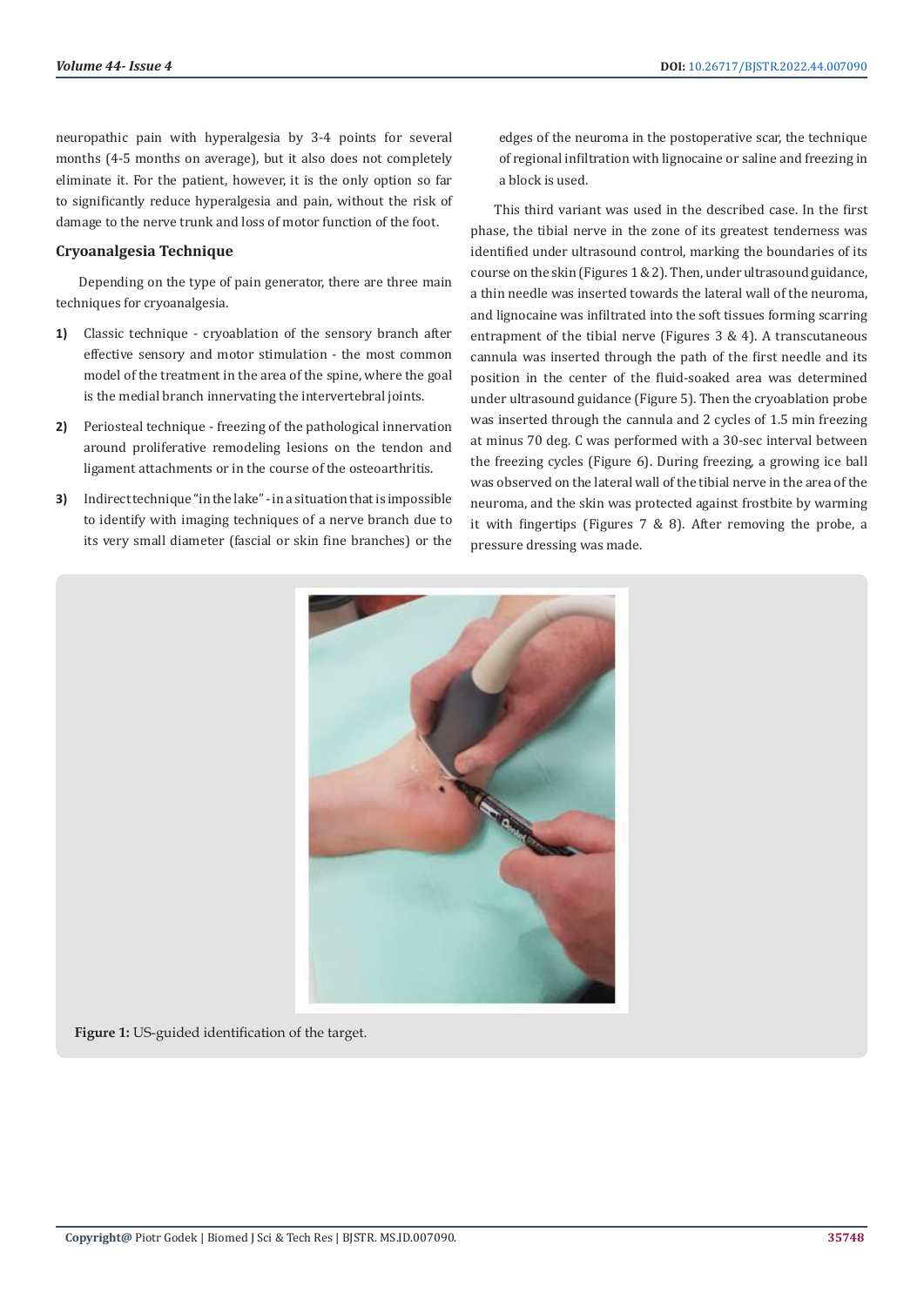neuropathic pain with hyperalgesia by 3-4 points for several months (4-5 months on average), but it also does not completely eliminate it. For the patient, however, it is the only option so far to significantly reduce hyperalgesia and pain, without the risk of damage to the nerve trunk and loss of motor function of the foot.

### Cryoanalgesia Technique

Depending on the type of pain generator, there are three main techniques for cryoanalgesia.

1) Classic technique - cryoablation of the sensory branch after effective sensory and motor stimulation - the most common model of the treatment in the area of the spine, where the goal is the medial branch innervating the intervertebral joints.

2) Periosteal technique - freezing of the pathological innervation around proliferative remodeling lesions on the tendon and ligament attachments or in the course of the osteoarthritis.

3) Indirect technique "in the lake" - in a situation that is impossible to identify with imaging techniques of a nerve branch due to its very small diameter (fascial or skin fine branches) or the edges of the neuroma in the postoperative scar, the technique of regional infiltration with lignocaine or saline and freezing in a block is used.

This third variant was used in the described case. In the first phase, the tibial nerve in the zone of its greatest tenderness was identified under ultrasound control, marking the boundaries of its course on the skin (Figures 1 & 2). Then, under ultrasound guidance, a thin needle was inserted towards the lateral wall of the neuroma, and lignocaine was infiltrated into the soft tissues forming scarring entrapment of the tibial nerve (Figures 3 & 4). A transcutaneous cannula was inserted through the path of the first needle and its position in the center of the fluid-soaked area was determined under ultrasound guidance (Figure 5). Then the cryoablation probe was inserted through the cannula and 2 cycles of 1.5 min freezing at minus 70 deg. C was performed with a 30-sec interval between the freezing cycles (Figure 6). During freezing, a growing ice ball was observed on the lateral wall of the tibial nerve in the area of the neuroma, and the skin was protected against frostbite by warming it with fingertips (Figures 7 & 8). After removing the probe, a pressure dressing was made.

**Figure 1:** US-guided identification of the target.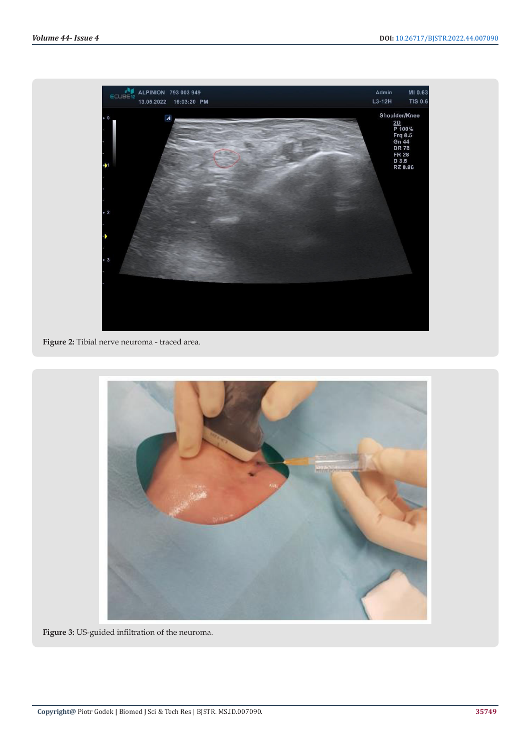Figure 2: Tibial nerve neuroma - traced area.

Figure 3: US-guided infiltration of the neuroma.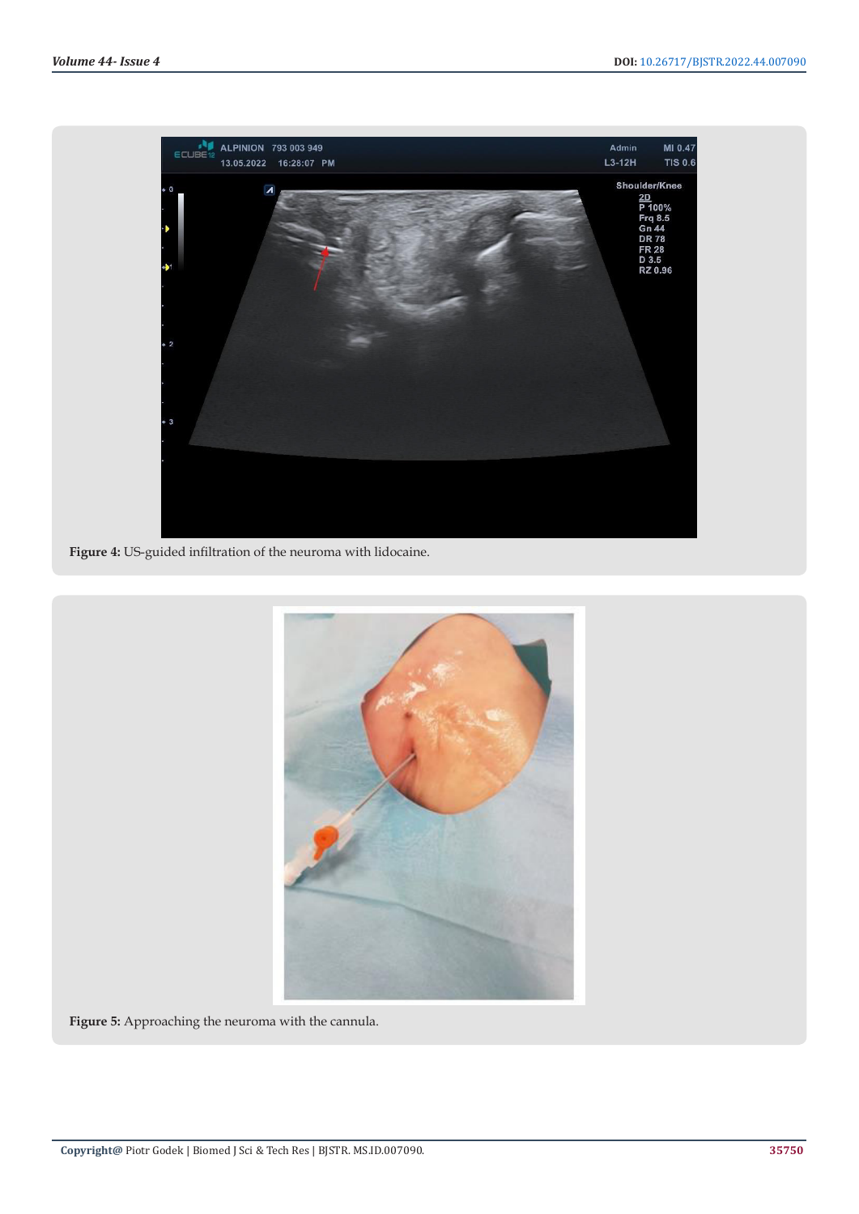Figure 4: US-guided infiltration of the neuroma with lidocaine.

Figure 5: Approaching the neuroma with the cannula.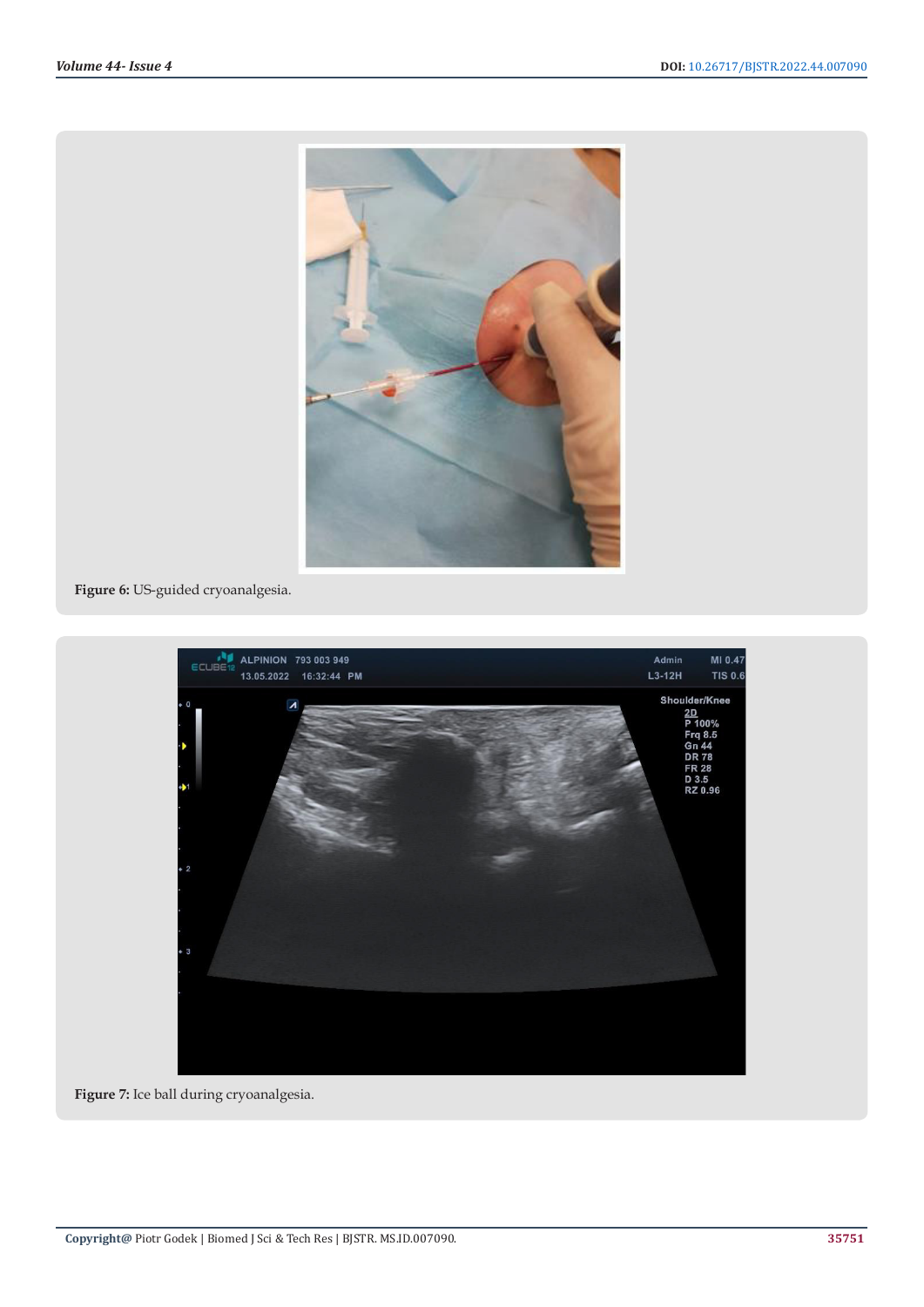Figure 6: US-guided cryoanalgesia.

Figure 7: Ice ball during cryoanalgesia.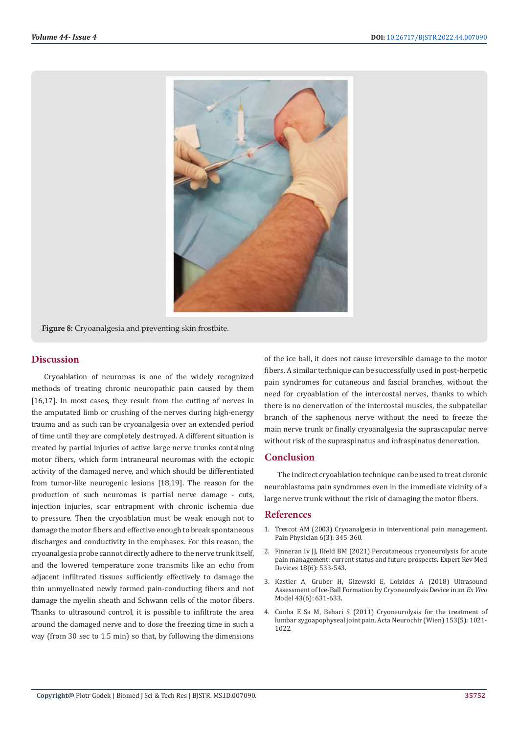Figure 8: Cryoanalgesia and preventing skin frostbite.

## Discussion

Cryoablation of neuromas is one of the widely recognized methods of treating chronic neuropathic pain caused by them [16,17]. In most cases, they result from the cutting of nerves in the amputated limb or crushing of the nerves during high-energy trauma and as such can be cryoanalgesia over an extended period of time until they are completely destroyed. A different situation is created by partial injuries of active large nerve trunks containing motor fibers, which form intraneural neuromas with the ectopic activity of the damaged nerve, and which should be differentiated from tumor-like neurogenic lesions [18,19]. The reason for the production of such neuromas is partial nerve damage - cuts, injection injuries, scar entrapment with chronic ischemia due to pressure. Then the cryoablation must be weak enough not to damage the motor fibers and effective enough to break spontaneous discharges and conductivity in the emphases. For this reason, the cryoanalgesia probe cannot directly adhere to the nerve trunk itself, and the lowered temperature zone transmits like an echo from adjacent infiltrated tissues sufficiently effectively to damage the thin unmyelinated newly formed pain-conducting fibers and not damage the myelin sheath and Schwann cells of the motor fibers. Thanks to ultrasound control, it is possible to infiltrate the area around the damaged nerve and to dose the freezing time in such a way (from 30 sec to 1.5 min) so that, by following the dimensions of the ice ball, it does not cause irreversible damage to the motor fibers. A similar technique can be successfully used in post-herpetic pain syndromes for cutaneous and fascial branches, without the need for cryoablation of the intercostal nerves, thanks to which there is no denervation of the intercostal muscles, the subpatellar branch of the saphenous nerve without the need to freeze the main nerve trunk or finally cryoanalgesia the suprascapular nerve without risk of the supraspinatus and infraspinatus denervation.

## Conclusion

The indirect cryoablation technique can be used to treat chronic neuroblastoma pain syndromes even in the immediate vicinity of a large nerve trunk without the risk of damaging the motor fibers.

## References

1. Trescot AM (2003) Cryoanalgesia in interventional pain management. Pain Physician 6(3): 345-360.
2. Finneran Iv JJ, Ilfeld BM (2021) Percutaneous cryoneurolysis for acute pain management: current status and future prospects. Expert Rev Med Devices 18(6): 533-543.
3. Kastler A, Gruber H, Gizewski E, Loizides A (2018) Ultrasound Assessment of Ice-Ball Formation by Cryoneurolysis Device in an *Ex Vivo* Model 43(6): 631-633.
4. Cunha E Sa M, Behari S (2011) Cryoneurolysis for the treatment of lumbar zygoapophyseal joint pain. Acta Neurochir (Wien) 153(5): 1021-1022.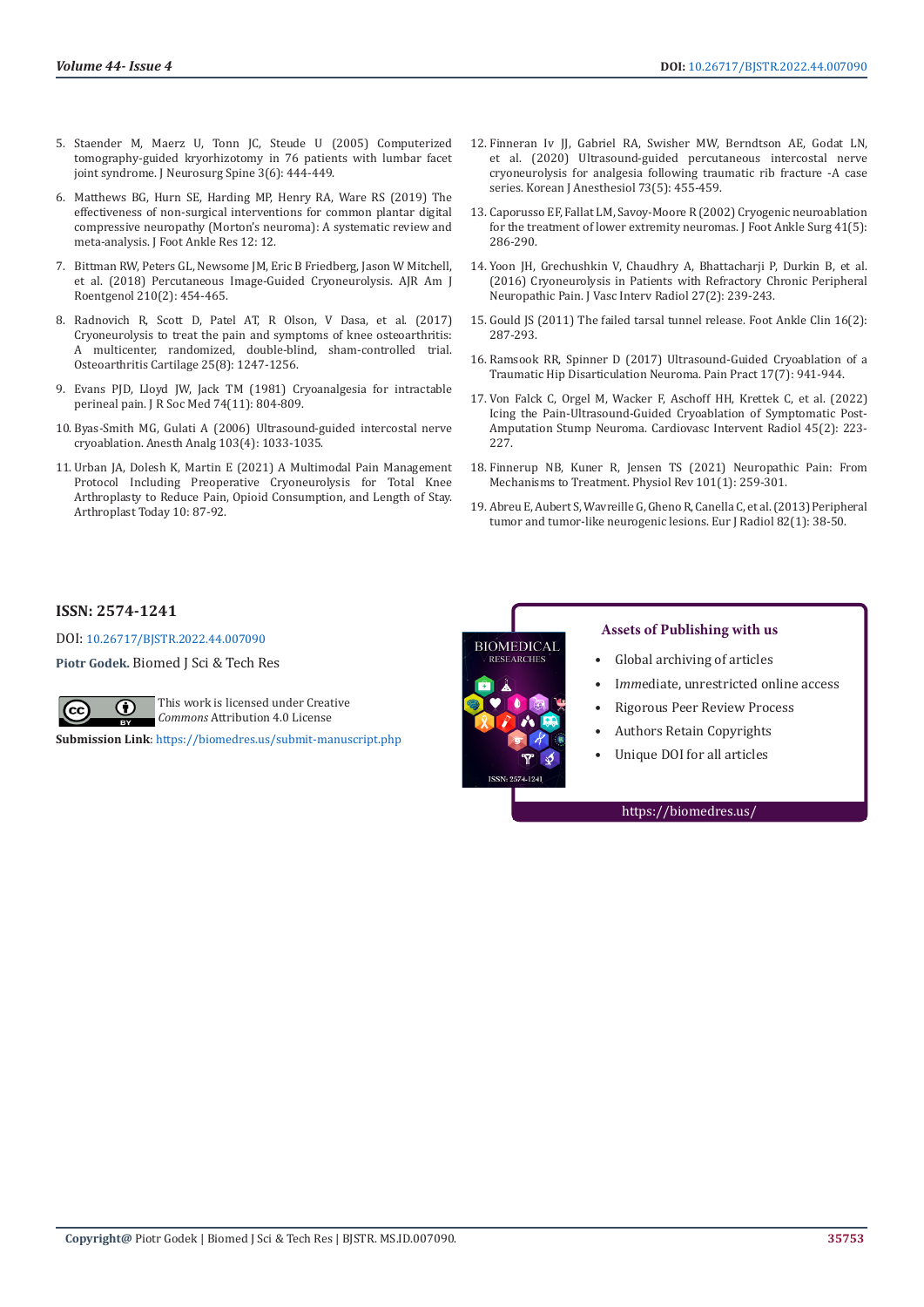5. Staender M, Maerz U, Tonn JC, Steude U (2005) Computerized tomography-guided kryorhizotomy in 76 patients with lumbar facet joint syndrome. J Neurosurg Spine 3(6): 444-449.

6. Matthews BG, Hurn SE, Harding MP, Henry RA, Ware RS (2019) The effectiveness of non-surgical interventions for common plantar digital compressive neuropathy (Morton's neuroma): A systematic review and meta-analysis. J Foot Ankle Res 12: 12.

7. Bittman RW, Peters GL, Newsome JM, Eric B Friedberg, Jason W Mitchell, et al. (2018) Percutaneous Image-Guided Cryoneurolysis. AJR Am J Roentgenol 210(2): 454-465.

8. Radnovich R, Scott D, Patel AT, R Olson, V Dasa, et al. (2017) Cryoneurolysis to treat the pain and symptoms of knee osteoarthritis: A multicenter, randomized, double-blind, sham-controlled trial. Osteoarthritis Cartilage 25(8): 1247-1256.

9. Evans PJD, Lloyd JW, Jack TM (1981) Cryoanalgesia for intractable perineal pain. J R Soc Med 74(11): 804-809.

10. Byas-Smith MG, Gulati A (2006) Ultrasound-guided intercostal nerve cryoablation. Anesth Analg 103(4): 1033-1035.

11. Urban JA, Dolesh K, Martin E (2021) A Multimodal Pain Management Protocol Including Preoperative Cryoneurolysis for Total Knee Arthroplasty to Reduce Pain, Opioid Consumption, and Length of Stay. Arthroplast Today 10: 87-92.

12. Finneran Iv JJ, Gabriel RA, Swisher MW, Berndtson AE, Godat LN, et al. (2020) Ultrasound-guided percutaneous intercostal nerve cryoneurolysis for analgesia following traumatic rib fracture -A case series. Korean J Anesthesiol 73(5): 455-459.

13. Caporusso EF, Fallat LM, Savoy-Moore R (2002) Cryogenic neuroablation for the treatment of lower extremity neuromas. J Foot Ankle Surg 41(5): 286-290.

14. Yoon JH, Grechushkin V, Chaudhry A, Bhattacharji P, Durkin B, et al. (2016) Cryoneurolysis in Patients with Refractory Chronic Peripheral Neuropathic Pain. J Vasc Interv Radiol 27(2): 239-243.

15. Gould JS (2011) The failed tarsal tunnel release. Foot Ankle Clin 16(2): 287-293.

16. Ramsook RR, Spinner D (2017) Ultrasound-Guided Cryoablation of a Traumatic Hip Disarticulation Neuroma. Pain Pract 17(7): 941-944.

17. Von Falck C, Orgel M, Wacker F, Aschoff HH, Krettek C, et al. (2022) Icing the Pain-Ultrasound-Guided Cryoablation of Symptomatic Post-Amputation Stump Neuroma. Cardiovasc Intervent Radiol 45(2): 223-227.

18. Finnerup NB, Kuner R, Jensen TS (2021) Neuropathic Pain: From Mechanisms to Treatment. Physiol Rev 101(1): 259-301.

19. Abreu E, Aubert S, Wavreille G, Gheno R, Canella C, et al. (2013) Peripheral tumor and tumor-like neurogenic lesions. Eur J Radiol 82(1): 38-50.

**ISSN: 2574-1241**

DOI: 10.26717/BJSTR.2022.44.007090

**Piotr Godek.** Biomed J Sci & Tech Res

This work is licensed under Creative *Commons* Attribution 4.0 License

**Submission Link**: https://biomedres.us/submit-manuscript.php

**Assets of Publishing with us**

- Global archiving of articles
- Immediate, unrestricted online access
- Rigorous Peer Review Process
- Authors Retain Copyrights
- Unique DOI for all articles

https://biomedres.us/